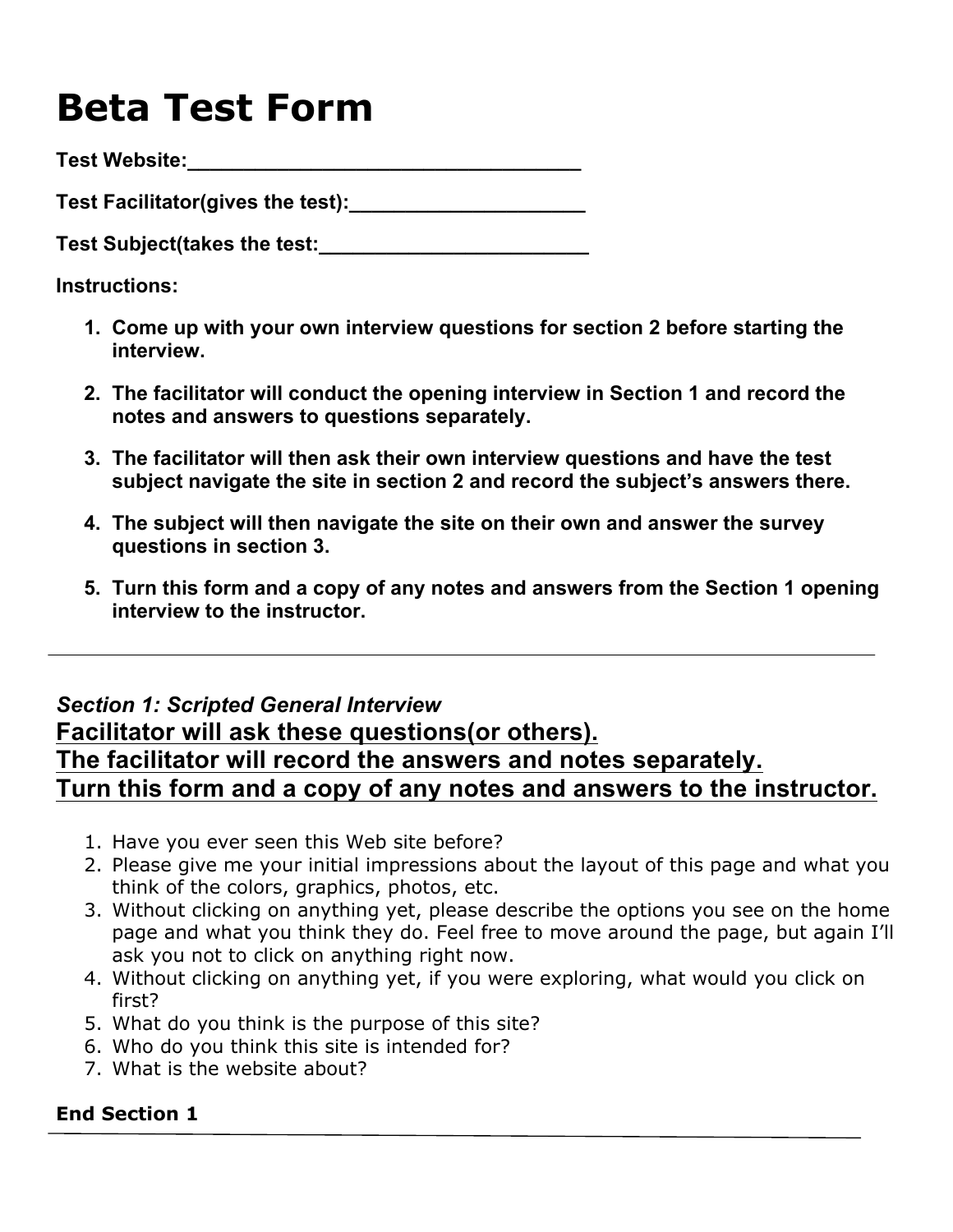# Beta Test Form

**Test Website:__________________________________**

**Test Facilitator(gives the test):____________________**

**Test Subject(takes the test:________________________**

**Instructions:**

1. **Come up with your own interview questions for section 2 before starting the interview.**
2. **The facilitator will conduct the opening interview in Section 1 and record the notes and answers to questions separately.**
3. **The facilitator will then ask their own interview questions and have the test subject navigate the site in section 2 and record the subject's answers there.**
4. **The subject will then navigate the site on their own and answer the survey questions in section 3.**
5. **Turn this form and a copy of any notes and answers from the Section 1 opening interview to the instructor.**

---

***Section 1: Scripted General Interview***

## Facilitator will ask these questions(or others).
## The facilitator will record the answers and notes separately.
## Turn this form and a copy of any notes and answers to the instructor.

1. Have you ever seen this Web site before?
2. Please give me your initial impressions about the layout of this page and what you think of the colors, graphics, photos, etc.
3. Without clicking on anything yet, please describe the options you see on the home page and what you think they do. Feel free to move around the page, but again I'll ask you not to click on anything right now.
4. Without clicking on anything yet, if you were exploring, what would you click on first?
5. What do you think is the purpose of this site?
6. Who do you think this site is intended for?
7. What is the website about?

**End Section 1**

---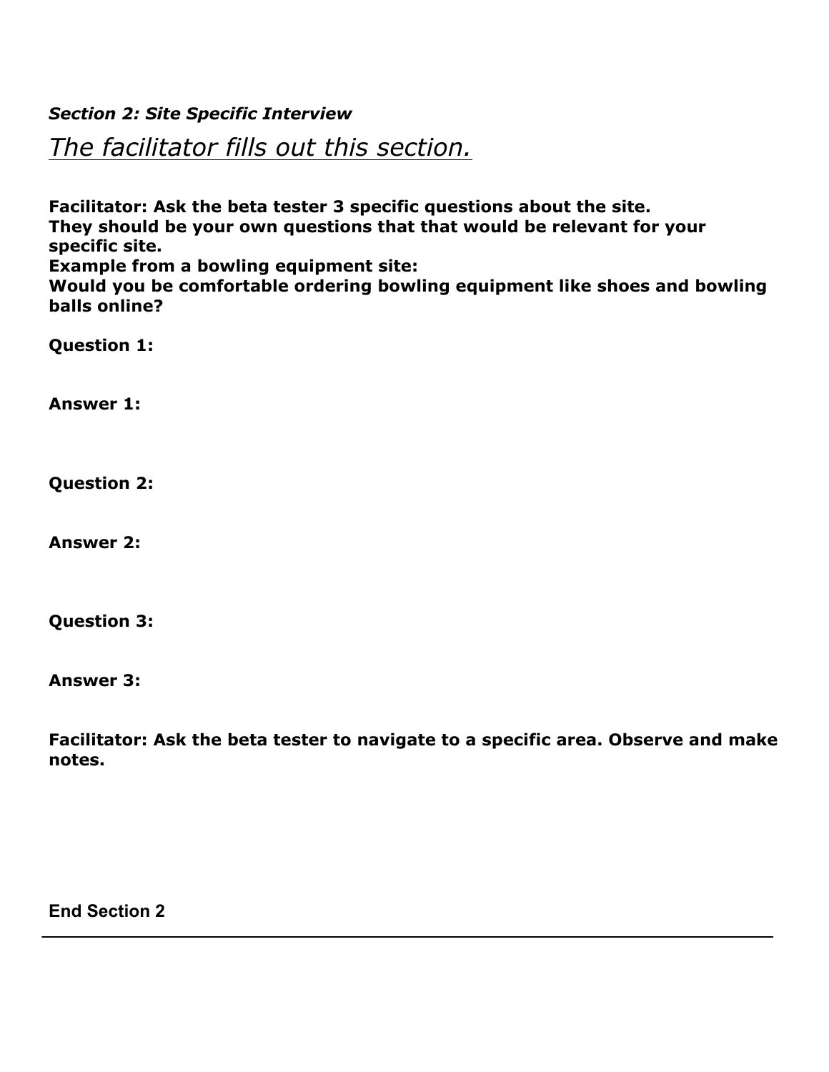***Section 2: Site Specific Interview***

*The facilitator fills out this section.*

**Facilitator: Ask the beta tester 3 specific questions about the site.**
**They should be your own questions that that would be relevant for your specific site.**
**Example from a bowling equipment site:**
**Would you be comfortable ordering bowling equipment like shoes and bowling balls online?**

**Question 1:**

**Answer 1:**

**Question 2:**

**Answer 2:**

**Question 3:**

**Answer 3:**

**Facilitator: Ask the beta tester to navigate to a specific area. Observe and make notes.**

**End Section 2**

---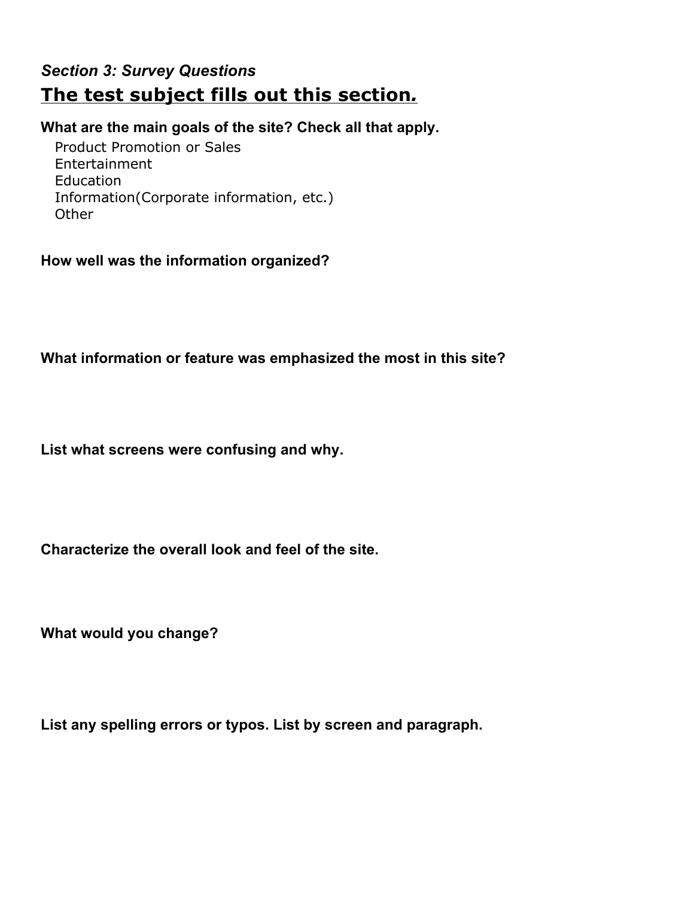*Section 3: Survey Questions*

## The test subject fills out this section*.*

**What are the main goals of the site? Check all that apply.**

- Product Promotion or Sales
- Entertainment
- Education
- Information(Corporate information, etc.)
- Other

**How well was the information organized?**

**What information or feature was emphasized the most in this site?**

**List what screens were confusing and why.**

**Characterize the overall look and feel of the site.**

**What would you change?**

**List any spelling errors or typos. List by screen and paragraph.**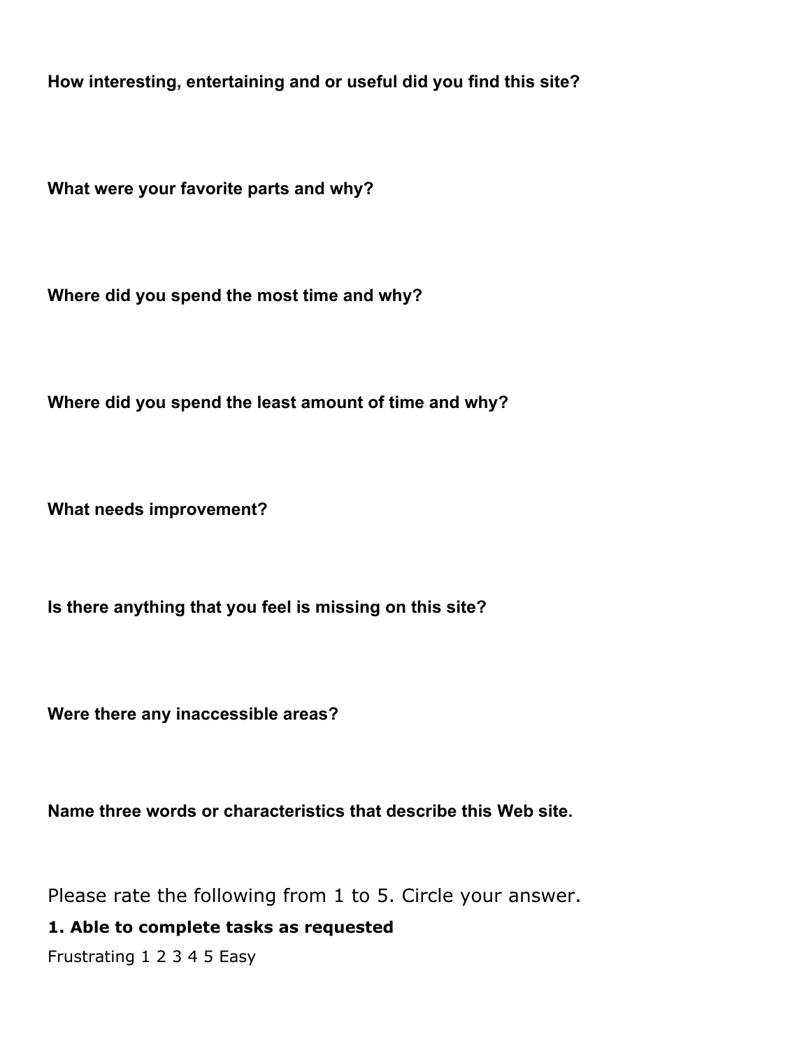**How interesting, entertaining and or useful did you find this site?**

**What were your favorite parts and why?**

**Where did you spend the most time and why?**

**Where did you spend the least amount of time and why?**

**What needs improvement?**

**Is there anything that you feel is missing on this site?**

**Were there any inaccessible areas?**

**Name three words or characteristics that describe this Web site.**

Please rate the following from 1 to 5. Circle your answer.

**1. Able to complete tasks as requested**

Frustrating 1 2 3 4 5 Easy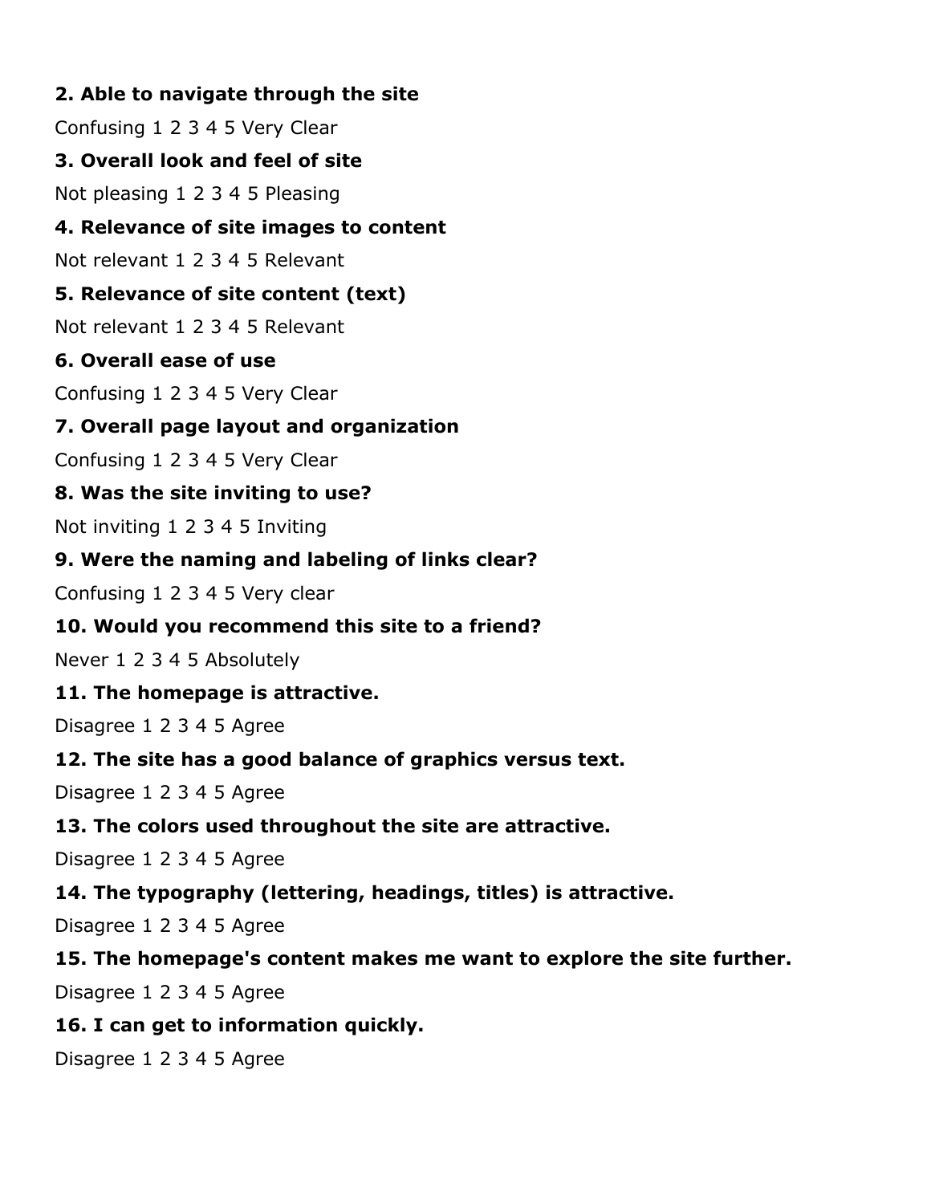**2. Able to navigate through the site**

Confusing 1 2 3 4 5 Very Clear

**3. Overall look and feel of site**

Not pleasing 1 2 3 4 5 Pleasing

**4. Relevance of site images to content**

Not relevant 1 2 3 4 5 Relevant

**5. Relevance of site content (text)**

Not relevant 1 2 3 4 5 Relevant

**6. Overall ease of use**

Confusing 1 2 3 4 5 Very Clear

**7. Overall page layout and organization**

Confusing 1 2 3 4 5 Very Clear

**8. Was the site inviting to use?**

Not inviting 1 2 3 4 5 Inviting

**9. Were the naming and labeling of links clear?**

Confusing 1 2 3 4 5 Very clear

**10. Would you recommend this site to a friend?**

Never 1 2 3 4 5 Absolutely

**11. The homepage is attractive.**

Disagree 1 2 3 4 5 Agree

**12. The site has a good balance of graphics versus text.**

Disagree 1 2 3 4 5 Agree

**13. The colors used throughout the site are attractive.**

Disagree 1 2 3 4 5 Agree

**14. The typography (lettering, headings, titles) is attractive.**

Disagree 1 2 3 4 5 Agree

**15. The homepage's content makes me want to explore the site further.**

Disagree 1 2 3 4 5 Agree

**16. I can get to information quickly.**

Disagree 1 2 3 4 5 Agree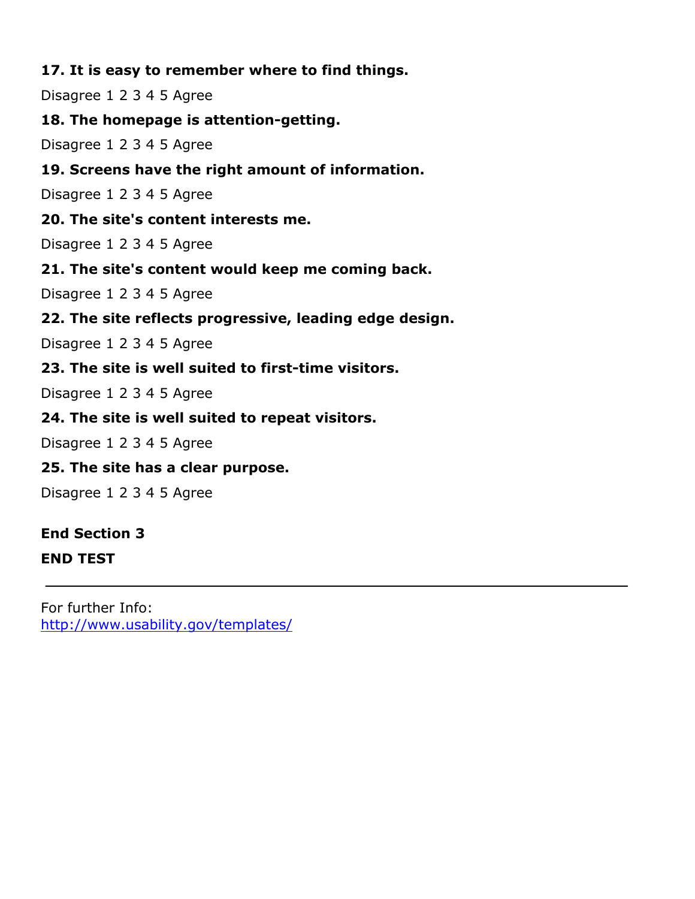**17. It is easy to remember where to find things.**

Disagree 1 2 3 4 5 Agree

**18. The homepage is attention-getting.**

Disagree 1 2 3 4 5 Agree

**19. Screens have the right amount of information.**

Disagree 1 2 3 4 5 Agree

**20. The site's content interests me.**

Disagree 1 2 3 4 5 Agree

**21. The site's content would keep me coming back.**

Disagree 1 2 3 4 5 Agree

**22. The site reflects progressive, leading edge design.**

Disagree 1 2 3 4 5 Agree

**23. The site is well suited to first-time visitors.**

Disagree 1 2 3 4 5 Agree

**24. The site is well suited to repeat visitors.**

Disagree 1 2 3 4 5 Agree

**25. The site has a clear purpose.**

Disagree 1 2 3 4 5 Agree

**End Section 3**

**END TEST**

---

For further Info:
[http://www.usability.gov/templates/](http://www.usability.gov/templates/)